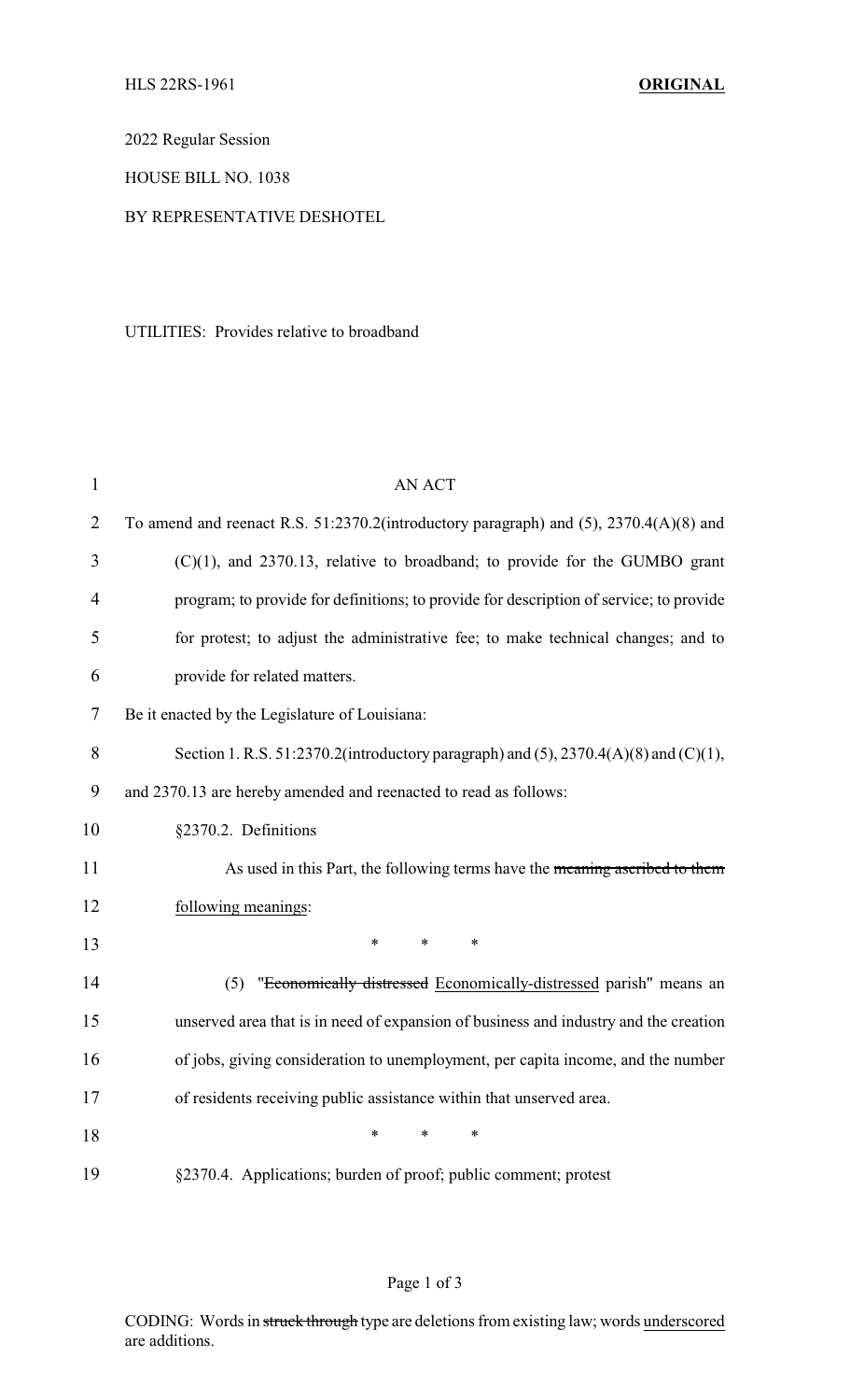2022 Regular Session

HOUSE BILL NO. 1038

BY REPRESENTATIVE DESHOTEL

UTILITIES: Provides relative to broadband

AN ACT

To amend and reenact R.S. 51:2370.2(introductory paragraph) and (5), 2370.4(A)(8) and (C)(1), and 2370.13, relative to broadband; to provide for the GUMBO grant program; to provide for definitions; to provide for description of service; to provide for protest; to adjust the administrative fee; to make technical changes; and to provide for related matters.

Be it enacted by the Legislature of Louisiana:

Section 1. R.S. 51:2370.2(introductory paragraph) and (5), 2370.4(A)(8) and (C)(1), and 2370.13 are hereby amended and reenacted to read as follows:

§2370.2. Definitions

As used in this Part, the following terms have the ~~meaning ascribed to them~~ following meanings:

\* \* \*

(5) "~~Economically distressed~~ Economically-distressed parish" means an unserved area that is in need of expansion of business and industry and the creation of jobs, giving consideration to unemployment, per capita income, and the number of residents receiving public assistance within that unserved area.

\* \* \*

§2370.4. Applications; burden of proof; public comment; protest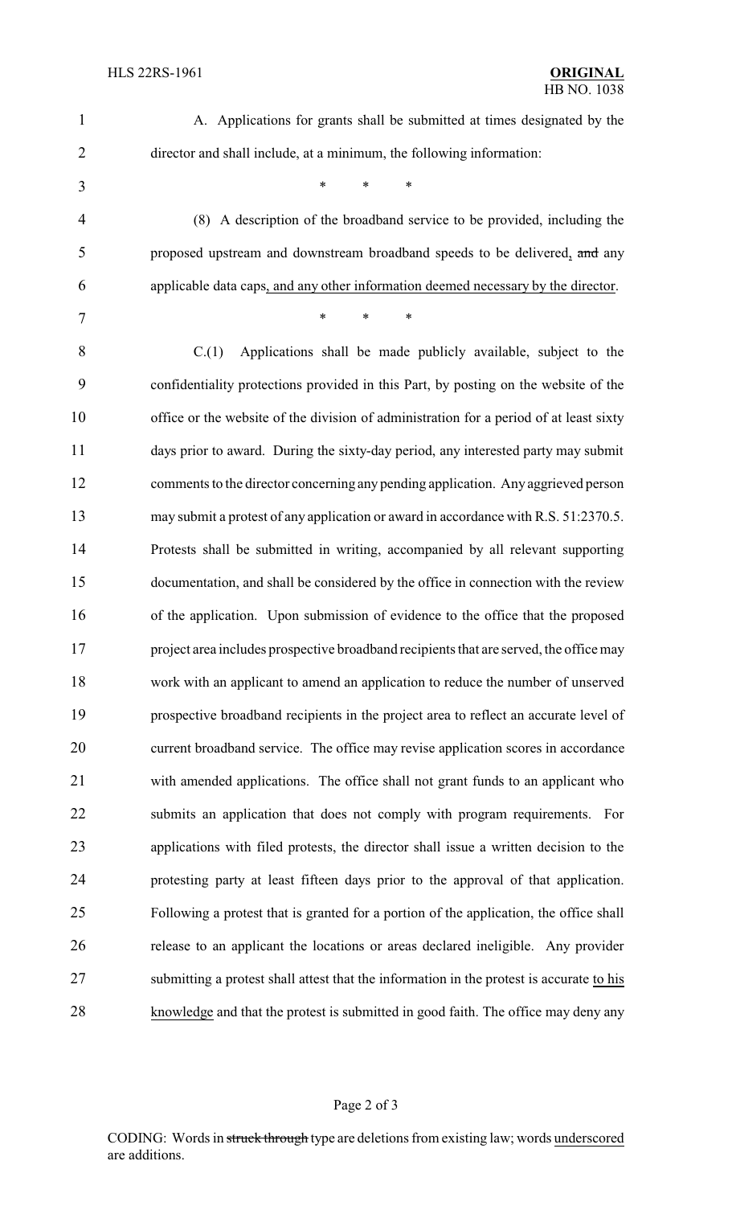A. Applications for grants shall be submitted at times designated by the director and shall include, at a minimum, the following information:

\* \* \*

(8) A description of the broadband service to be provided, including the proposed upstream and downstream broadband speeds to be delivered, ~~and~~ any applicable data caps, and any other information deemed necessary by the director.

\* \* \*

C.(1) Applications shall be made publicly available, subject to the confidentiality protections provided in this Part, by posting on the website of the office or the website of the division of administration for a period of at least sixty days prior to award. During the sixty-day period, any interested party may submit comments to the director concerning any pending application. Any aggrieved person may submit a protest of any application or award in accordance with R.S. 51:2370.5. Protests shall be submitted in writing, accompanied by all relevant supporting documentation, and shall be considered by the office in connection with the review of the application. Upon submission of evidence to the office that the proposed project area includes prospective broadband recipients that are served, the office may work with an applicant to amend an application to reduce the number of unserved prospective broadband recipients in the project area to reflect an accurate level of current broadband service. The office may revise application scores in accordance with amended applications. The office shall not grant funds to an applicant who submits an application that does not comply with program requirements. For applications with filed protests, the director shall issue a written decision to the protesting party at least fifteen days prior to the approval of that application. Following a protest that is granted for a portion of the application, the office shall release to an applicant the locations or areas declared ineligible. Any provider submitting a protest shall attest that the information in the protest is accurate to his knowledge and that the protest is submitted in good faith. The office may deny any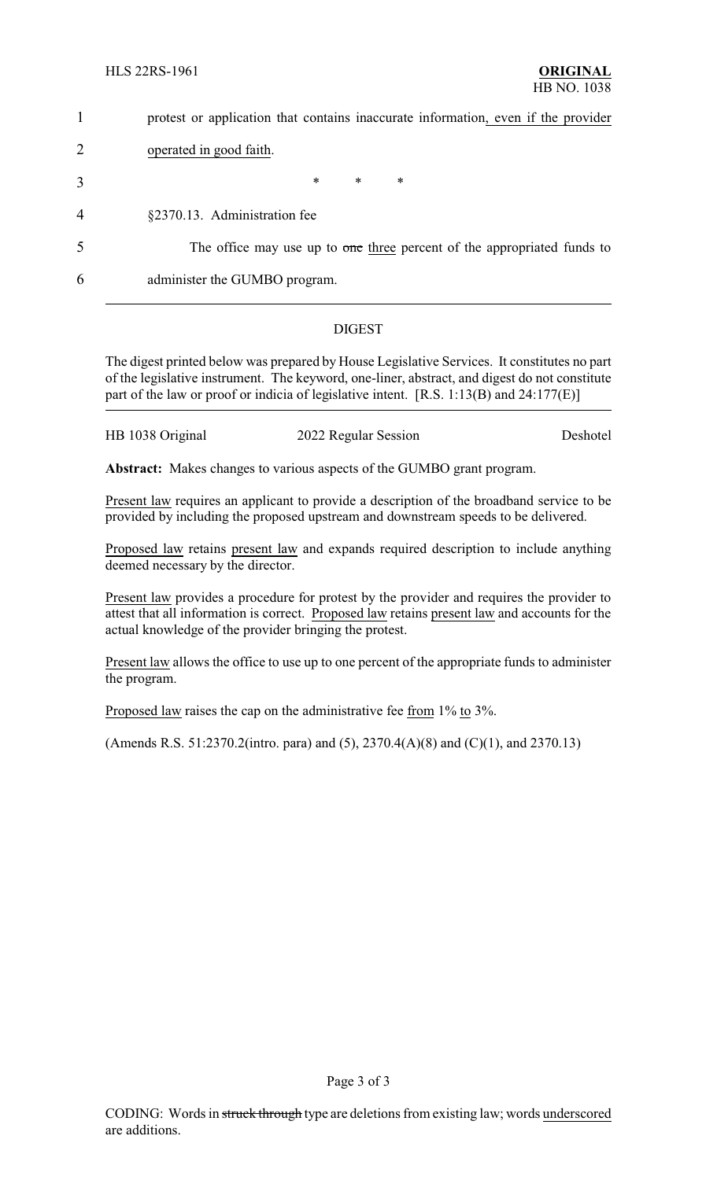protest or application that contains inaccurate information, even if the provider operated in good faith.

\* \* \*

§2370.13. Administration fee

The office may use up to ~~one~~ three percent of the appropriated funds to administer the GUMBO program.

## DIGEST

The digest printed below was prepared by House Legislative Services. It constitutes no part of the legislative instrument. The keyword, one-liner, abstract, and digest do not constitute part of the law or proof or indicia of legislative intent. [R.S. 1:13(B) and 24:177(E)]

HB 1038 Original — 2022 Regular Session — Deshotel

**Abstract:** Makes changes to various aspects of the GUMBO grant program.

Present law requires an applicant to provide a description of the broadband service to be provided by including the proposed upstream and downstream speeds to be delivered.

Proposed law retains present law and expands required description to include anything deemed necessary by the director.

Present law provides a procedure for protest by the provider and requires the provider to attest that all information is correct. Proposed law retains present law and accounts for the actual knowledge of the provider bringing the protest.

Present law allows the office to use up to one percent of the appropriate funds to administer the program.

Proposed law raises the cap on the administrative fee from 1% to 3%.

(Amends R.S. 51:2370.2(intro. para) and (5), 2370.4(A)(8) and (C)(1), and 2370.13)

CODING: Words in ~~struck through~~ type are deletions from existing law; words underscored are additions.